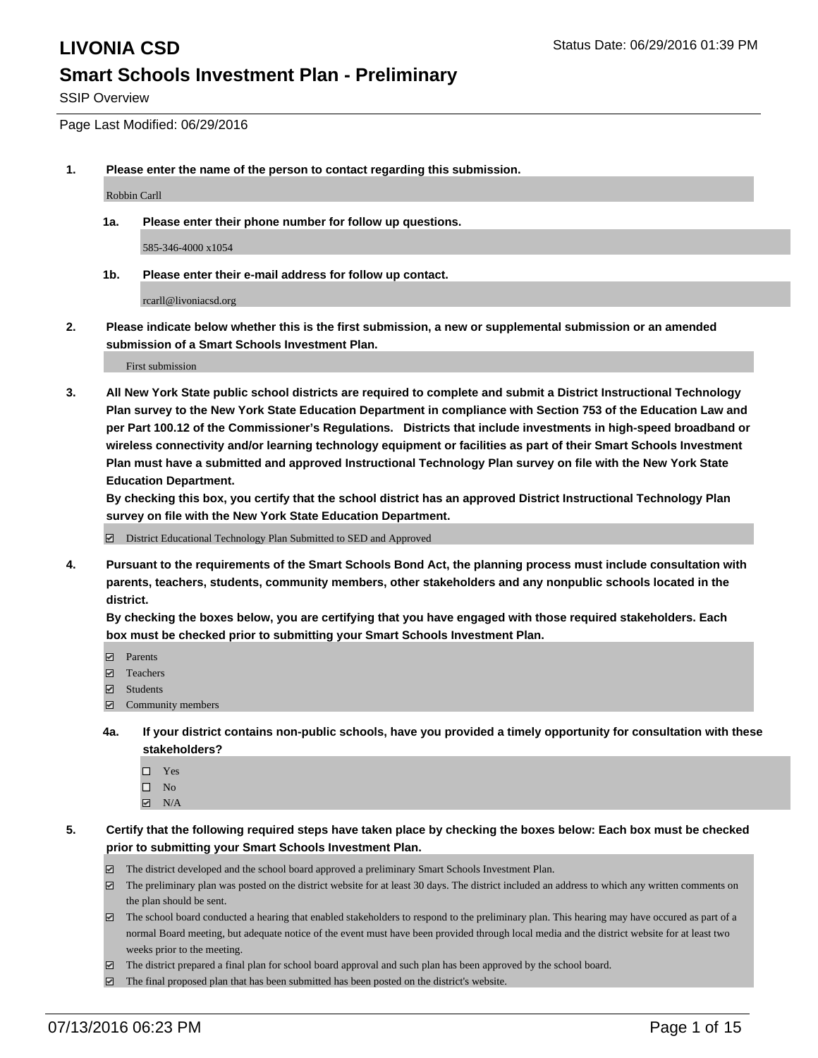# LIVONIA CSD

Status Date: 06/29/2016 01:39 PM

## Smart Schools Investment Plan - Preliminary

SSIP Overview

Page Last Modified: 06/29/2016

**1. Please enter the name of the person to contact regarding this submission.**

Robbin Carll

**1a. Please enter their phone number for follow up questions.**

585-346-4000 x1054

**1b. Please enter their e-mail address for follow up contact.**

rcarll@livoniacsd.org

**2. Please indicate below whether this is the first submission, a new or supplemental submission or an amended submission of a Smart Schools Investment Plan.**

First submission

**3. All New York State public school districts are required to complete and submit a District Instructional Technology Plan survey to the New York State Education Department in compliance with Section 753 of the Education Law and per Part 100.12 of the Commissioner's Regulations. Districts that include investments in high-speed broadband or wireless connectivity and/or learning technology equipment or facilities as part of their Smart Schools Investment Plan must have a submitted and approved Instructional Technology Plan survey on file with the New York State Education Department.**
**By checking this box, you certify that the school district has an approved District Instructional Technology Plan survey on file with the New York State Education Department.**

- ☑ District Educational Technology Plan Submitted to SED and Approved

**4. Pursuant to the requirements of the Smart Schools Bond Act, the planning process must include consultation with parents, teachers, students, community members, other stakeholders and any nonpublic schools located in the district.**
**By checking the boxes below, you are certifying that you have engaged with those required stakeholders. Each box must be checked prior to submitting your Smart Schools Investment Plan.**

- ☑ Parents
- ☑ Teachers
- ☑ Students
- ☑ Community members

**4a. If your district contains non-public schools, have you provided a timely opportunity for consultation with these stakeholders?**

- ☐ Yes
- ☐ No
- ☑ N/A

**5. Certify that the following required steps have taken place by checking the boxes below: Each box must be checked prior to submitting your Smart Schools Investment Plan.**

- ☑ The district developed and the school board approved a preliminary Smart Schools Investment Plan.
- ☑ The preliminary plan was posted on the district website for at least 30 days. The district included an address to which any written comments on the plan should be sent.
- ☑ The school board conducted a hearing that enabled stakeholders to respond to the preliminary plan. This hearing may have occured as part of a normal Board meeting, but adequate notice of the event must have been provided through local media and the district website for at least two weeks prior to the meeting.
- ☑ The district prepared a final plan for school board approval and such plan has been approved by the school board.
- ☑ The final proposed plan that has been submitted has been posted on the district's website.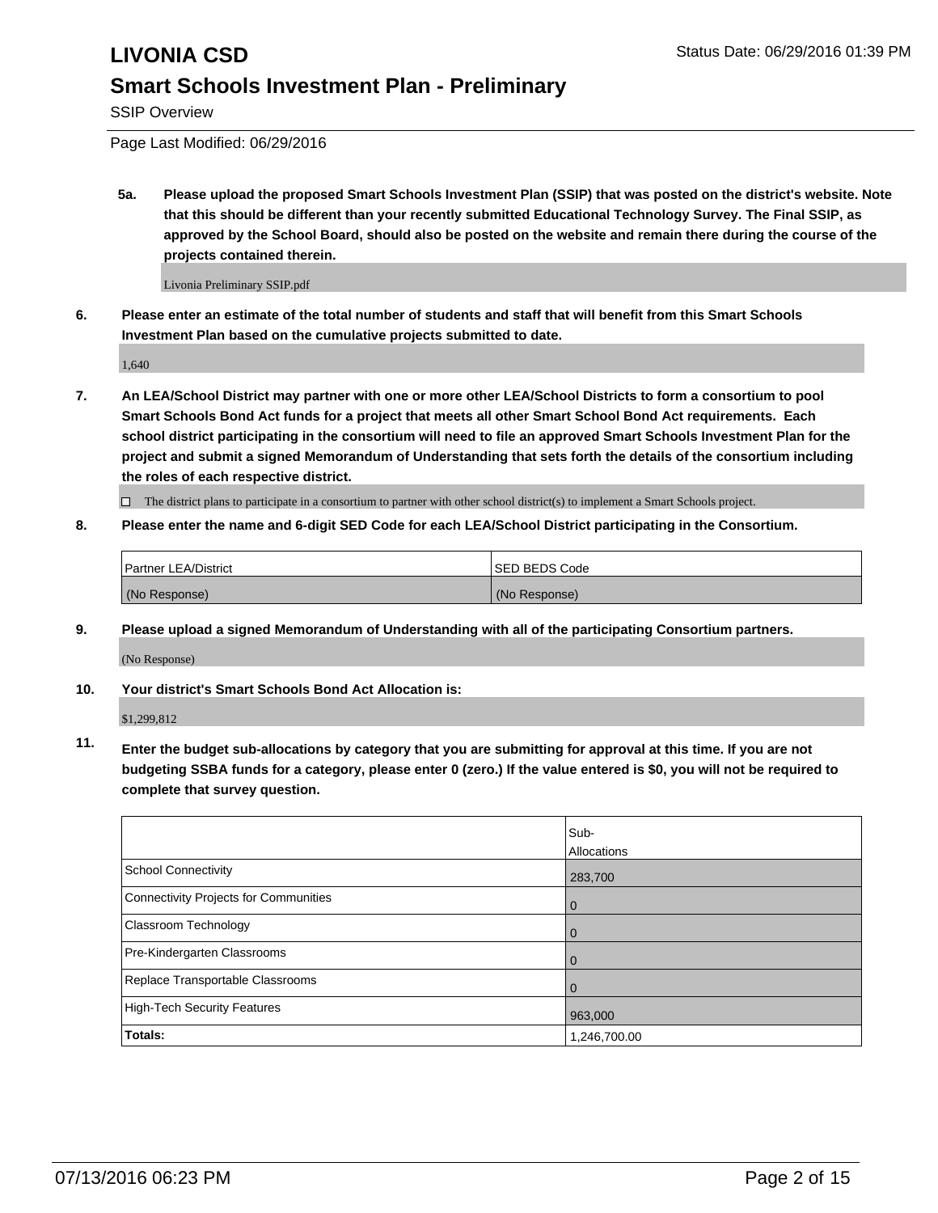# LIVONIA CSD

Status Date: 06/29/2016 01:39 PM

## Smart Schools Investment Plan - Preliminary

SSIP Overview

Page Last Modified: 06/29/2016

**5a. Please upload the proposed Smart Schools Investment Plan (SSIP) that was posted on the district's website. Note that this should be different than your recently submitted Educational Technology Survey. The Final SSIP, as approved by the School Board, should also be posted on the website and remain there during the course of the projects contained therein.**

Livonia Preliminary SSIP.pdf

**6. Please enter an estimate of the total number of students and staff that will benefit from this Smart Schools Investment Plan based on the cumulative projects submitted to date.**

1,640

**7. An LEA/School District may partner with one or more other LEA/School Districts to form a consortium to pool Smart Schools Bond Act funds for a project that meets all other Smart School Bond Act requirements. Each school district participating in the consortium will need to file an approved Smart Schools Investment Plan for the project and submit a signed Memorandum of Understanding that sets forth the details of the consortium including the roles of each respective district.**

☐ The district plans to participate in a consortium to partner with other school district(s) to implement a Smart Schools project.

**8. Please enter the name and 6-digit SED Code for each LEA/School District participating in the Consortium.**

| Partner LEA/District | SED BEDS Code |
|---|---|
| (No Response) | (No Response) |

**9. Please upload a signed Memorandum of Understanding with all of the participating Consortium partners.**

(No Response)

**10. Your district's Smart Schools Bond Act Allocation is:**

$1,299,812

**11. Enter the budget sub-allocations by category that you are submitting for approval at this time. If you are not budgeting SSBA funds for a category, please enter 0 (zero.) If the value entered is $0, you will not be required to complete that survey question.**

| | Sub-Allocations |
|---|---|
| School Connectivity | 283,700 |
| Connectivity Projects for Communities | 0 |
| Classroom Technology | 0 |
| Pre-Kindergarten Classrooms | 0 |
| Replace Transportable Classrooms | 0 |
| High-Tech Security Features | 963,000 |
| **Totals:** | 1,246,700.00 |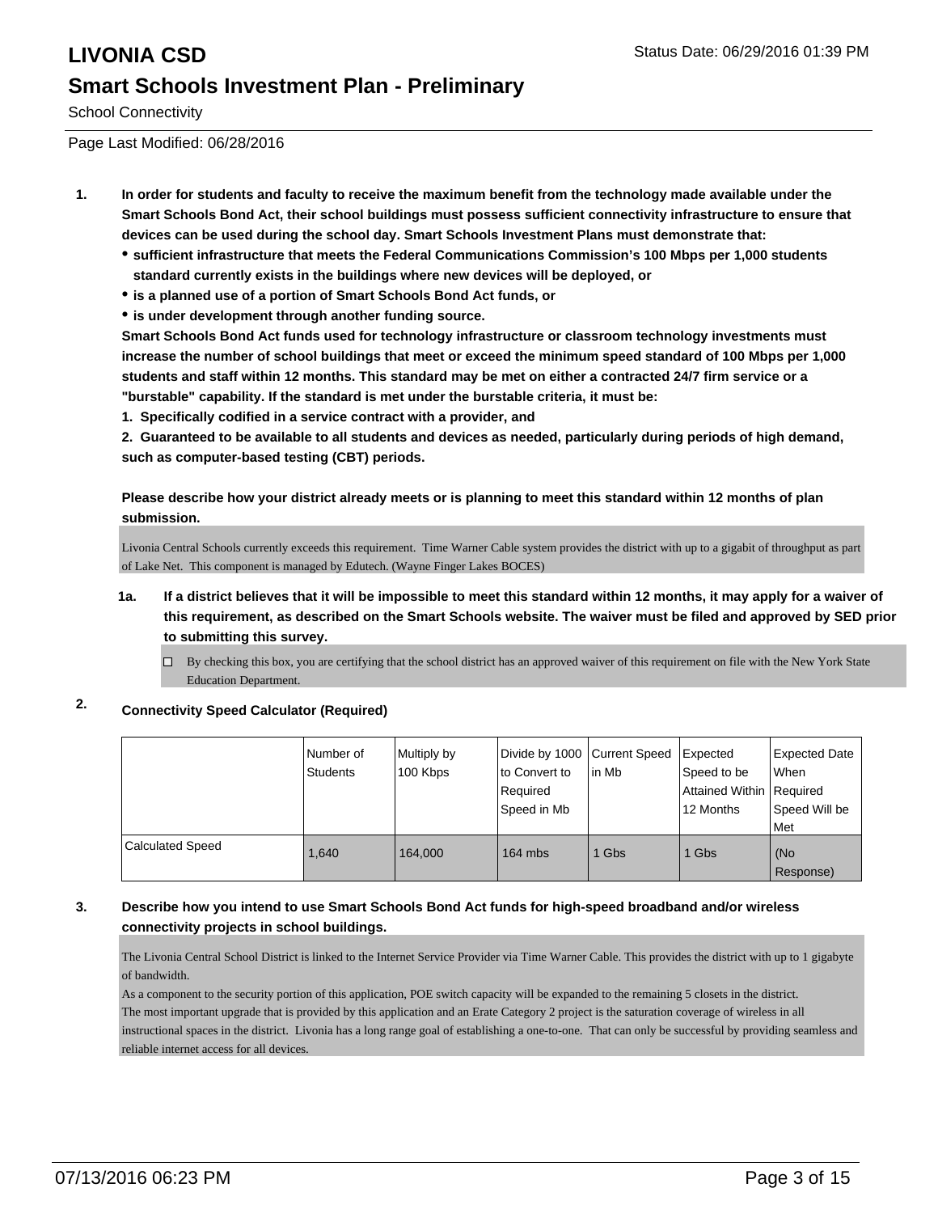# LIVONIA CSD

## Smart Schools Investment Plan - Preliminary

School Connectivity

Page Last Modified: 06/28/2016

1. **In order for students and faculty to receive the maximum benefit from the technology made available under the Smart Schools Bond Act, their school buildings must possess sufficient connectivity infrastructure to ensure that devices can be used during the school day. Smart Schools Investment Plans must demonstrate that:**
   - **sufficient infrastructure that meets the Federal Communications Commission's 100 Mbps per 1,000 students standard currently exists in the buildings where new devices will be deployed, or**
   - **is a planned use of a portion of Smart Schools Bond Act funds, or**
   - **is under development through another funding source.**

   **Smart Schools Bond Act funds used for technology infrastructure or classroom technology investments must increase the number of school buildings that meet or exceed the minimum speed standard of 100 Mbps per 1,000 students and staff within 12 months. This standard may be met on either a contracted 24/7 firm service or a "burstable" capability. If the standard is met under the burstable criteria, it must be:**

   **1. Specifically codified in a service contract with a provider, and**

   **2. Guaranteed to be available to all students and devices as needed, particularly during periods of high demand, such as computer-based testing (CBT) periods.**

   **Please describe how your district already meets or is planning to meet this standard within 12 months of plan submission.**

   Livonia Central Schools currently exceeds this requirement. Time Warner Cable system provides the district with up to a gigabit of throughput as part of Lake Net. This component is managed by Edutech. (Wayne Finger Lakes BOCES)

   1a. **If a district believes that it will be impossible to meet this standard within 12 months, it may apply for a waiver of this requirement, as described on the Smart Schools website. The waiver must be filed and approved by SED prior to submitting this survey.**

   ☐ By checking this box, you are certifying that the school district has an approved waiver of this requirement on file with the New York State Education Department.

2. **Connectivity Speed Calculator (Required)**

| | Number of Students | Multiply by 100 Kbps | Divide by 1000 to Convert to Required Speed in Mb | Current Speed in Mb | Expected Speed to be Attained Within 12 Months | Expected Date When Required Speed Will be Met |
|---|---|---|---|---|---|---|
| Calculated Speed | 1,640 | 164,000 | 164 mbs | 1 Gbs | 1 Gbs | (No Response) |

3. **Describe how you intend to use Smart Schools Bond Act funds for high-speed broadband and/or wireless connectivity projects in school buildings.**

   The Livonia Central School District is linked to the Internet Service Provider via Time Warner Cable. This provides the district with up to 1 gigabyte of bandwidth.
   As a component to the security portion of this application, POE switch capacity will be expanded to the remaining 5 closets in the district.
   The most important upgrade that is provided by this application and an Erate Category 2 project is the saturation coverage of wireless in all instructional spaces in the district. Livonia has a long range goal of establishing a one-to-one. That can only be successful by providing seamless and reliable internet access for all devices.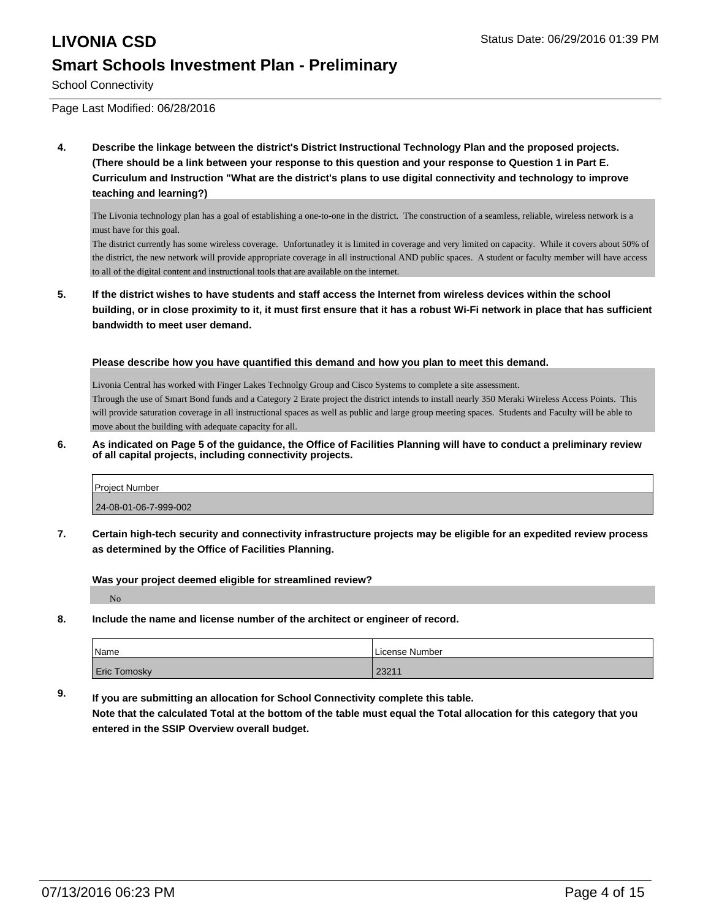# LIVONIA CSD

## Smart Schools Investment Plan - Preliminary

School Connectivity

Page Last Modified: 06/28/2016

**4. Describe the linkage between the district's District Instructional Technology Plan and the proposed projects. (There should be a link between your response to this question and your response to Question 1 in Part E. Curriculum and Instruction "What are the district's plans to use digital connectivity and technology to improve teaching and learning?)**

The Livonia technology plan has a goal of establishing a one-to-one in the district. The construction of a seamless, reliable, wireless network is a must have for this goal.
The district currently has some wireless coverage. Unfortunatley it is limited in coverage and very limited on capacity. While it covers about 50% of the district, the new network will provide appropriate coverage in all instructional AND public spaces. A student or faculty member will have access to all of the digital content and instructional tools that are available on the internet.

**5. If the district wishes to have students and staff access the Internet from wireless devices within the school building, or in close proximity to it, it must first ensure that it has a robust Wi-Fi network in place that has sufficient bandwidth to meet user demand.**

**Please describe how you have quantified this demand and how you plan to meet this demand.**

Livonia Central has worked with Finger Lakes Technolgy Group and Cisco Systems to complete a site assessment.
Through the use of Smart Bond funds and a Category 2 Erate project the district intends to install nearly 350 Meraki Wireless Access Points. This will provide saturation coverage in all instructional spaces as well as public and large group meeting spaces. Students and Faculty will be able to move about the building with adequate capacity for all.

**6. As indicated on Page 5 of the guidance, the Office of Facilities Planning will have to conduct a preliminary review of all capital projects, including connectivity projects.**

| Project Number |
| --- |
| 24-08-01-06-7-999-002 |

**7. Certain high-tech security and connectivity infrastructure projects may be eligible for an expedited review process as determined by the Office of Facilities Planning.**

**Was your project deemed eligible for streamlined review?**

No

**8. Include the name and license number of the architect or engineer of record.**

| Name | License Number |
| --- | --- |
| Eric Tomosky | 23211 |

**9. If you are submitting an allocation for School Connectivity complete this table. Note that the calculated Total at the bottom of the table must equal the Total allocation for this category that you entered in the SSIP Overview overall budget.**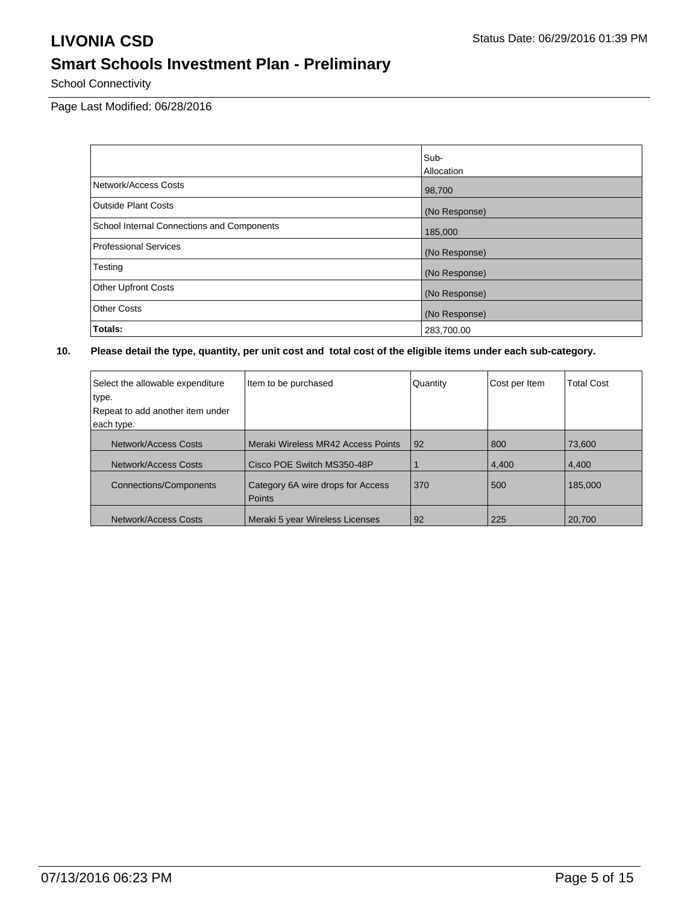# LIVONIA CSD

## Smart Schools Investment Plan - Preliminary

School Connectivity

Status Date: 06/29/2016 01:39 PM

Page Last Modified: 06/28/2016

| | Sub-Allocation |
|---|---|
| Network/Access Costs | 98,700 |
| Outside Plant Costs | (No Response) |
| School Internal Connections and Components | 185,000 |
| Professional Services | (No Response) |
| Testing | (No Response) |
| Other Upfront Costs | (No Response) |
| Other Costs | (No Response) |
| **Totals:** | 283,700.00 |

**10. Please detail the type, quantity, per unit cost and total cost of the eligible items under each sub-category.**

| Select the allowable expenditure type. Repeat to add another item under each type. | Item to be purchased | Quantity | Cost per Item | Total Cost |
|---|---|---|---|---|
| Network/Access Costs | Meraki Wireless MR42 Access Points | 92 | 800 | 73,600 |
| Network/Access Costs | Cisco POE Switch MS350-48P | 1 | 4,400 | 4,400 |
| Connections/Components | Category 6A wire drops for Access Points | 370 | 500 | 185,000 |
| Network/Access Costs | Meraki 5 year Wireless Licenses | 92 | 225 | 20,700 |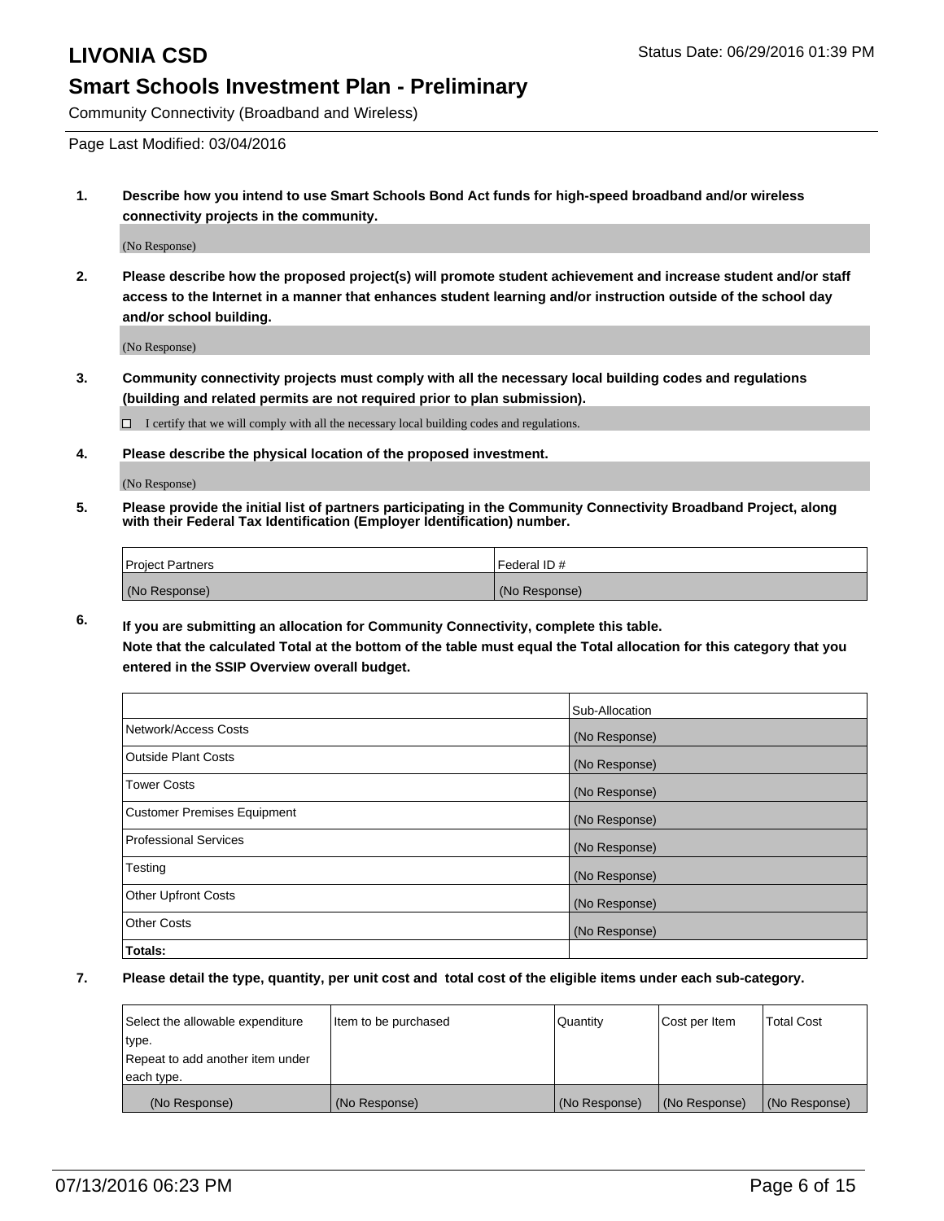# LIVONIA CSD

Status Date: 06/29/2016 01:39 PM

## Smart Schools Investment Plan - Preliminary

Community Connectivity (Broadband and Wireless)

Page Last Modified: 03/04/2016

**1. Describe how you intend to use Smart Schools Bond Act funds for high-speed broadband and/or wireless connectivity projects in the community.**

(No Response)

**2. Please describe how the proposed project(s) will promote student achievement and increase student and/or staff access to the Internet in a manner that enhances student learning and/or instruction outside of the school day and/or school building.**

(No Response)

**3. Community connectivity projects must comply with all the necessary local building codes and regulations (building and related permits are not required prior to plan submission).**

☐ I certify that we will comply with all the necessary local building codes and regulations.

**4. Please describe the physical location of the proposed investment.**

(No Response)

**5. Please provide the initial list of partners participating in the Community Connectivity Broadband Project, along with their Federal Tax Identification (Employer Identification) number.**

| Project Partners | Federal ID # |
|---|---|
| (No Response) | (No Response) |

**6. If you are submitting an allocation for Community Connectivity, complete this table. Note that the calculated Total at the bottom of the table must equal the Total allocation for this category that you entered in the SSIP Overview overall budget.**

| | Sub-Allocation |
|---|---|
| Network/Access Costs | (No Response) |
| Outside Plant Costs | (No Response) |
| Tower Costs | (No Response) |
| Customer Premises Equipment | (No Response) |
| Professional Services | (No Response) |
| Testing | (No Response) |
| Other Upfront Costs | (No Response) |
| Other Costs | (No Response) |
| **Totals:** | |

**7. Please detail the type, quantity, per unit cost and total cost of the eligible items under each sub-category.**

| Select the allowable expenditure type. Repeat to add another item under each type. | Item to be purchased | Quantity | Cost per Item | Total Cost |
|---|---|---|---|---|
| (No Response) | (No Response) | (No Response) | (No Response) | (No Response) |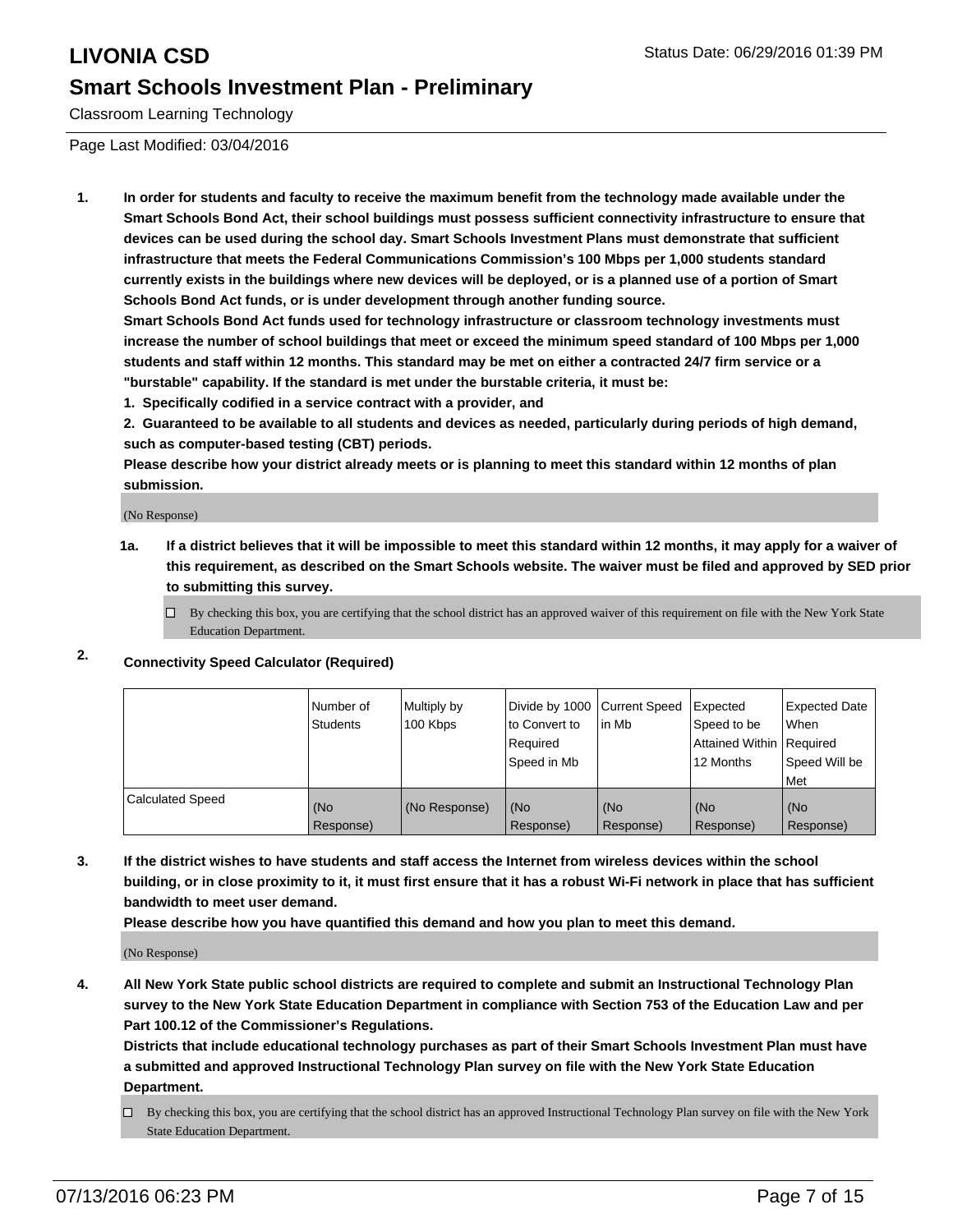Classroom Learning Technology

Page Last Modified: 03/04/2016

**1. In order for students and faculty to receive the maximum benefit from the technology made available under the Smart Schools Bond Act, their school buildings must possess sufficient connectivity infrastructure to ensure that devices can be used during the school day. Smart Schools Investment Plans must demonstrate that sufficient infrastructure that meets the Federal Communications Commission's 100 Mbps per 1,000 students standard currently exists in the buildings where new devices will be deployed, or is a planned use of a portion of Smart Schools Bond Act funds, or is under development through another funding source.**

**Smart Schools Bond Act funds used for technology infrastructure or classroom technology investments must increase the number of school buildings that meet or exceed the minimum speed standard of 100 Mbps per 1,000 students and staff within 12 months. This standard may be met on either a contracted 24/7 firm service or a "burstable" capability. If the standard is met under the burstable criteria, it must be:**

**1. Specifically codified in a service contract with a provider, and**

**2. Guaranteed to be available to all students and devices as needed, particularly during periods of high demand, such as computer-based testing (CBT) periods.**

**Please describe how your district already meets or is planning to meet this standard within 12 months of plan submission.**

(No Response)

**1a. If a district believes that it will be impossible to meet this standard within 12 months, it may apply for a waiver of this requirement, as described on the Smart Schools website. The waiver must be filed and approved by SED prior to submitting this survey.**

☐ By checking this box, you are certifying that the school district has an approved waiver of this requirement on file with the New York State Education Department.

**2. Connectivity Speed Calculator (Required)**

| | Number of Students | Multiply by 100 Kbps | Divide by 1000 to Convert to Required Speed in Mb | Current Speed in Mb | Expected Speed to be Attained Within 12 Months | Expected Date When Required Speed Will be Met |
|---|---|---|---|---|---|---|
| Calculated Speed | (No Response) | (No Response) | (No Response) | (No Response) | (No Response) | (No Response) |

**3. If the district wishes to have students and staff access the Internet from wireless devices within the school building, or in close proximity to it, it must first ensure that it has a robust Wi-Fi network in place that has sufficient bandwidth to meet user demand.**

**Please describe how you have quantified this demand and how you plan to meet this demand.**

(No Response)

**4. All New York State public school districts are required to complete and submit an Instructional Technology Plan survey to the New York State Education Department in compliance with Section 753 of the Education Law and per Part 100.12 of the Commissioner's Regulations.**

**Districts that include educational technology purchases as part of their Smart Schools Investment Plan must have a submitted and approved Instructional Technology Plan survey on file with the New York State Education Department.**

☐ By checking this box, you are certifying that the school district has an approved Instructional Technology Plan survey on file with the New York State Education Department.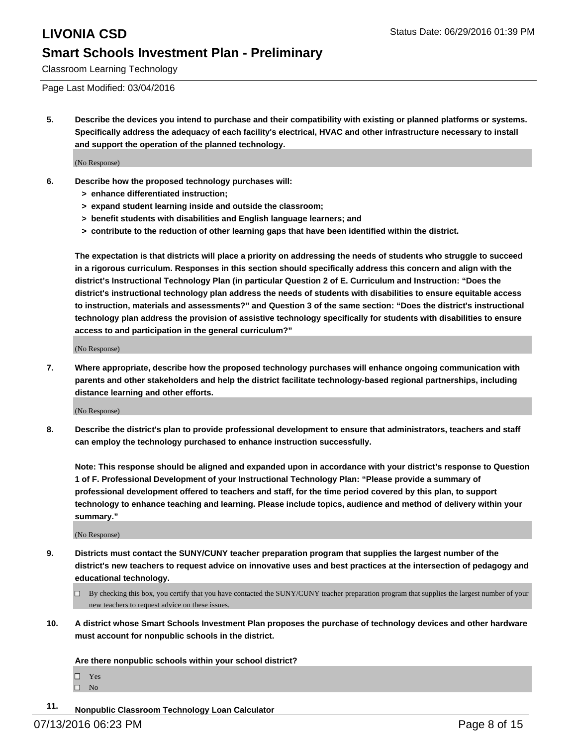5. **Describe the devices you intend to purchase and their compatibility with existing or planned platforms or systems. Specifically address the adequacy of each facility's electrical, HVAC and other infrastructure necessary to install and support the operation of the planned technology.**

   (No Response)

6. **Describe how the proposed technology purchases will:**
   - **> enhance differentiated instruction;**
   - **> expand student learning inside and outside the classroom;**
   - **> benefit students with disabilities and English language learners; and**
   - **> contribute to the reduction of other learning gaps that have been identified within the district.**

   **The expectation is that districts will place a priority on addressing the needs of students who struggle to succeed in a rigorous curriculum. Responses in this section should specifically address this concern and align with the district's Instructional Technology Plan (in particular Question 2 of E. Curriculum and Instruction: "Does the district's instructional technology plan address the needs of students with disabilities to ensure equitable access to instruction, materials and assessments?" and Question 3 of the same section: "Does the district's instructional technology plan address the provision of assistive technology specifically for students with disabilities to ensure access to and participation in the general curriculum?"**

   (No Response)

7. **Where appropriate, describe how the proposed technology purchases will enhance ongoing communication with parents and other stakeholders and help the district facilitate technology-based regional partnerships, including distance learning and other efforts.**

   (No Response)

8. **Describe the district's plan to provide professional development to ensure that administrators, teachers and staff can employ the technology purchased to enhance instruction successfully.**

   **Note: This response should be aligned and expanded upon in accordance with your district's response to Question 1 of F. Professional Development of your Instructional Technology Plan: "Please provide a summary of professional development offered to teachers and staff, for the time period covered by this plan, to support technology to enhance teaching and learning. Please include topics, audience and method of delivery within your summary."**

   (No Response)

9. **Districts must contact the SUNY/CUNY teacher preparation program that supplies the largest number of the district's new teachers to request advice on innovative uses and best practices at the intersection of pedagogy and educational technology.**

   ☐ By checking this box, you certify that you have contacted the SUNY/CUNY teacher preparation program that supplies the largest number of your new teachers to request advice on these issues.

10. **A district whose Smart Schools Investment Plan proposes the purchase of technology devices and other hardware must account for nonpublic schools in the district.**

    **Are there nonpublic schools within your school district?**

    ☐ Yes
    ☐ No

11. **Nonpublic Classroom Technology Loan Calculator**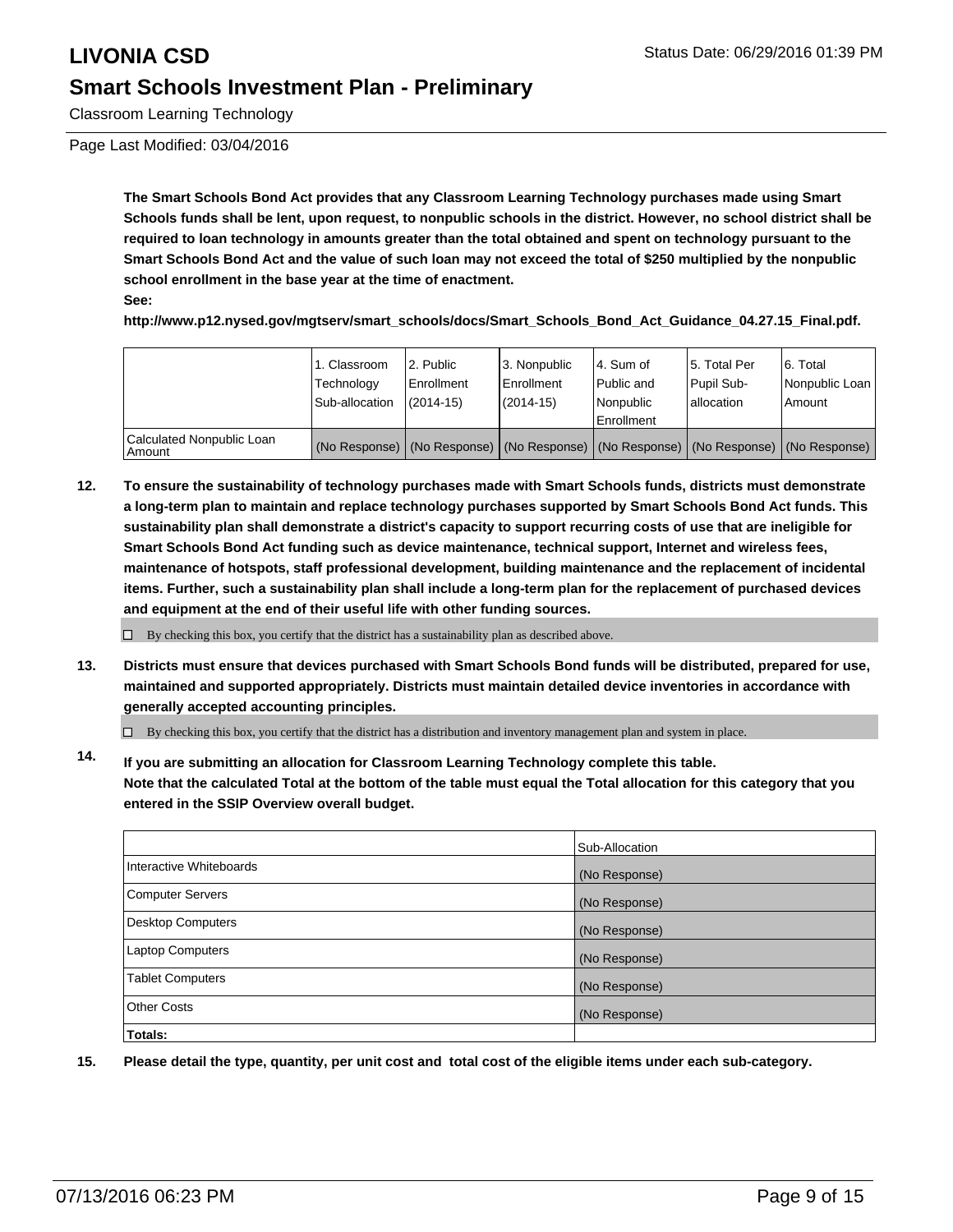**The Smart Schools Bond Act provides that any Classroom Learning Technology purchases made using Smart Schools funds shall be lent, upon request, to nonpublic schools in the district. However, no school district shall be required to loan technology in amounts greater than the total obtained and spent on technology pursuant to the Smart Schools Bond Act and the value of such loan may not exceed the total of $250 multiplied by the nonpublic school enrollment in the base year at the time of enactment.**

**See:**

**http://www.p12.nysed.gov/mgtserv/smart_schools/docs/Smart_Schools_Bond_Act_Guidance_04.27.15_Final.pdf.**

| | 1. Classroom Technology Sub-allocation | 2. Public Enrollment (2014-15) | 3. Nonpublic Enrollment (2014-15) | 4. Sum of Public and Nonpublic Enrollment | 5. Total Per Pupil Sub-allocation | 6. Total Nonpublic Loan Amount |
|---|---|---|---|---|---|---|
| Calculated Nonpublic Loan Amount | (No Response) | (No Response) | (No Response) | (No Response) | (No Response) | (No Response) |

**12. To ensure the sustainability of technology purchases made with Smart Schools funds, districts must demonstrate a long-term plan to maintain and replace technology purchases supported by Smart Schools Bond Act funds. This sustainability plan shall demonstrate a district's capacity to support recurring costs of use that are ineligible for Smart Schools Bond Act funding such as device maintenance, technical support, Internet and wireless fees, maintenance of hotspots, staff professional development, building maintenance and the replacement of incidental items. Further, such a sustainability plan shall include a long-term plan for the replacement of purchased devices and equipment at the end of their useful life with other funding sources.**

☐ By checking this box, you certify that the district has a sustainability plan as described above.

**13. Districts must ensure that devices purchased with Smart Schools Bond funds will be distributed, prepared for use, maintained and supported appropriately. Districts must maintain detailed device inventories in accordance with generally accepted accounting principles.**

☐ By checking this box, you certify that the district has a distribution and inventory management plan and system in place.

**14. If you are submitting an allocation for Classroom Learning Technology complete this table. Note that the calculated Total at the bottom of the table must equal the Total allocation for this category that you entered in the SSIP Overview overall budget.**

| | Sub-Allocation |
|---|---|
| Interactive Whiteboards | (No Response) |
| Computer Servers | (No Response) |
| Desktop Computers | (No Response) |
| Laptop Computers | (No Response) |
| Tablet Computers | (No Response) |
| Other Costs | (No Response) |
| **Totals:** | |

**15. Please detail the type, quantity, per unit cost and total cost of the eligible items under each sub-category.**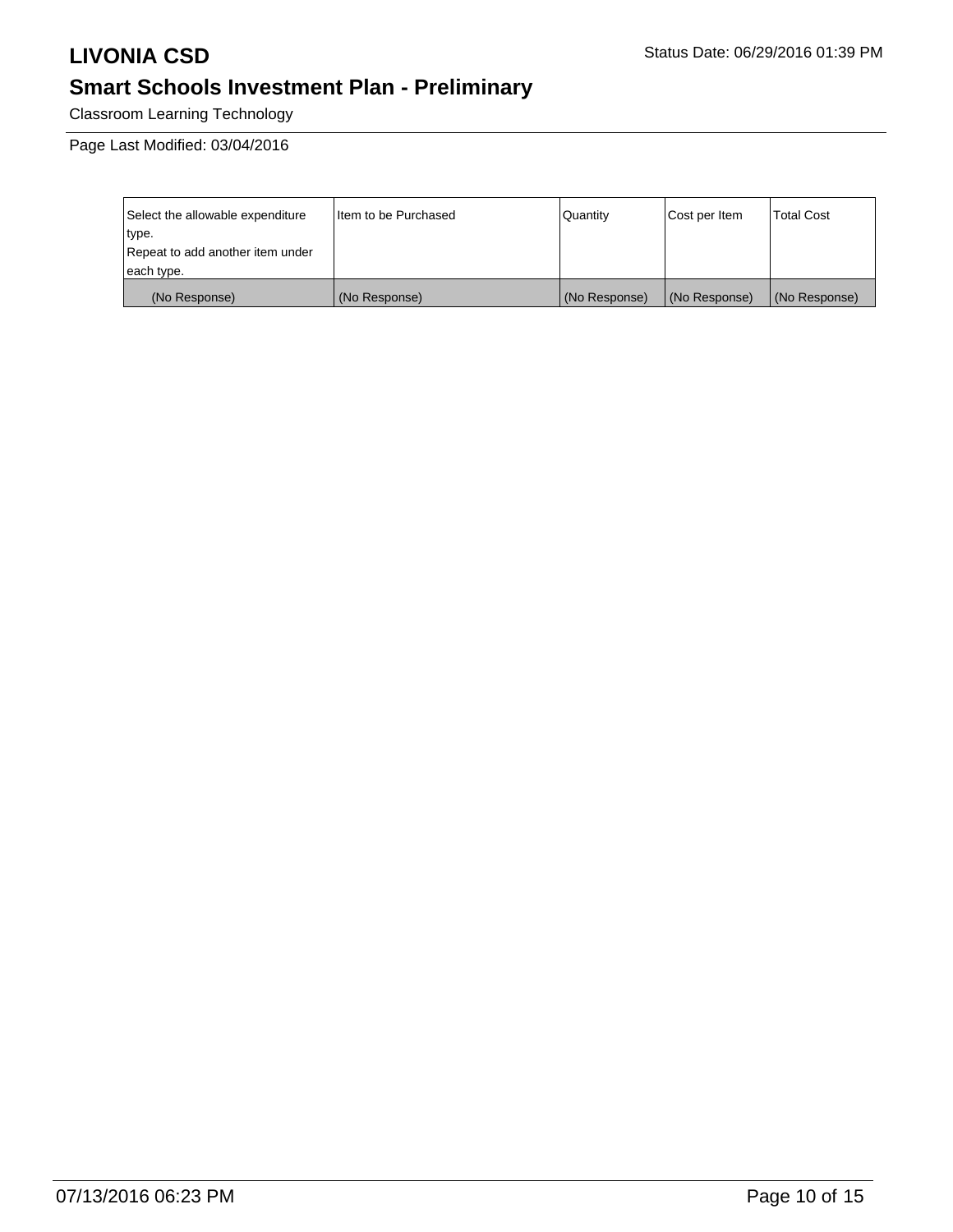# LIVONIA CSD

Status Date: 06/29/2016 01:39 PM

## Smart Schools Investment Plan - Preliminary

Classroom Learning Technology

Page Last Modified: 03/04/2016

| Select the allowable expenditure type. Repeat to add another item under each type. | Item to be Purchased | Quantity | Cost per Item | Total Cost |
|---|---|---|---|---|
| (No Response) | (No Response) | (No Response) | (No Response) | (No Response) |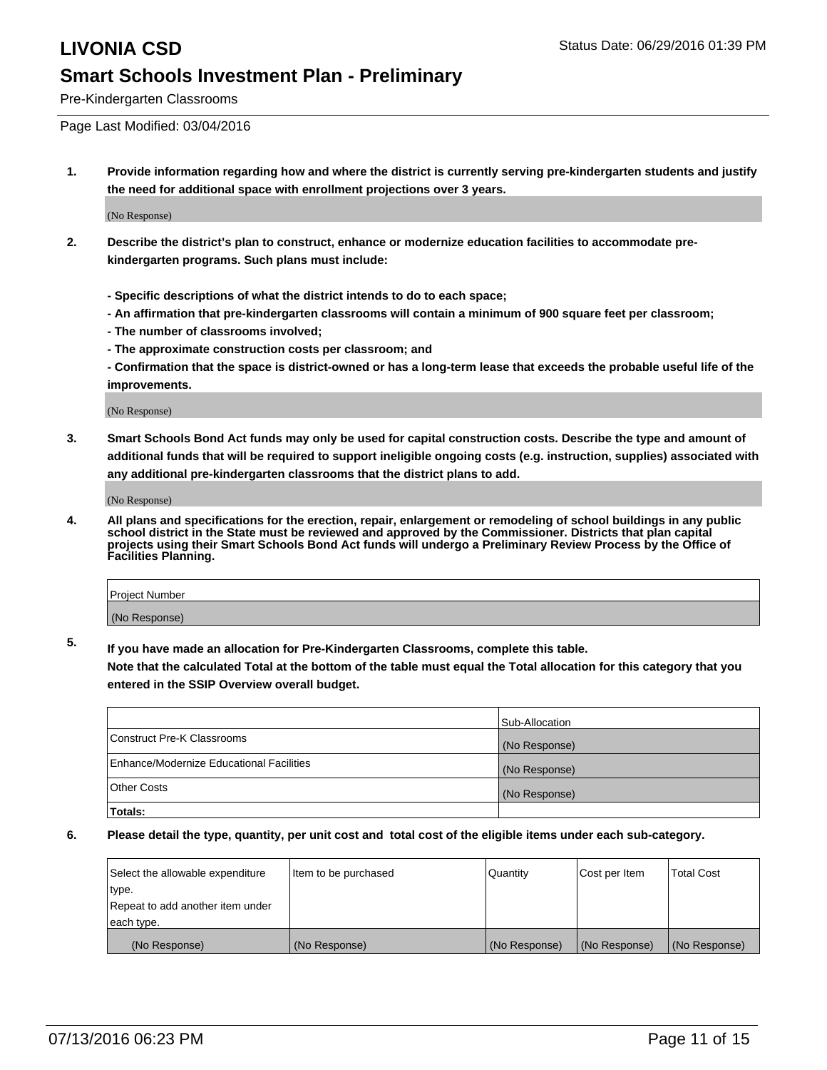# LIVONIA CSD

## Smart Schools Investment Plan - Preliminary

Pre-Kindergarten Classrooms

Status Date: 06/29/2016 01:39 PM

Page Last Modified: 03/04/2016

1. **Provide information regarding how and where the district is currently serving pre-kindergarten students and justify the need for additional space with enrollment projections over 3 years.**

   (No Response)

2. **Describe the district's plan to construct, enhance or modernize education facilities to accommodate pre-kindergarten programs. Such plans must include:**

   **- Specific descriptions of what the district intends to do to each space;**
   **- An affirmation that pre-kindergarten classrooms will contain a minimum of 900 square feet per classroom;**
   **- The number of classrooms involved;**
   **- The approximate construction costs per classroom; and**
   **- Confirmation that the space is district-owned or has a long-term lease that exceeds the probable useful life of the improvements.**

   (No Response)

3. **Smart Schools Bond Act funds may only be used for capital construction costs. Describe the type and amount of additional funds that will be required to support ineligible ongoing costs (e.g. instruction, supplies) associated with any additional pre-kindergarten classrooms that the district plans to add.**

   (No Response)

4. **All plans and specifications for the erection, repair, enlargement or remodeling of school buildings in any public school district in the State must be reviewed and approved by the Commissioner. Districts that plan capital projects using their Smart Schools Bond Act funds will undergo a Preliminary Review Process by the Office of Facilities Planning.**

| Project Number |
|---|
| (No Response) |

5. **If you have made an allocation for Pre-Kindergarten Classrooms, complete this table.**
   **Note that the calculated Total at the bottom of the table must equal the Total allocation for this category that you entered in the SSIP Overview overall budget.**

| | Sub-Allocation |
|---|---|
| Construct Pre-K Classrooms | (No Response) |
| Enhance/Modernize Educational Facilities | (No Response) |
| Other Costs | (No Response) |
| **Totals:** | |

6. **Please detail the type, quantity, per unit cost and total cost of the eligible items under each sub-category.**

| Select the allowable expenditure type. Repeat to add another item under each type. | Item to be purchased | Quantity | Cost per Item | Total Cost |
|---|---|---|---|---|
| (No Response) | (No Response) | (No Response) | (No Response) | (No Response) |

07/13/2016 06:23 PM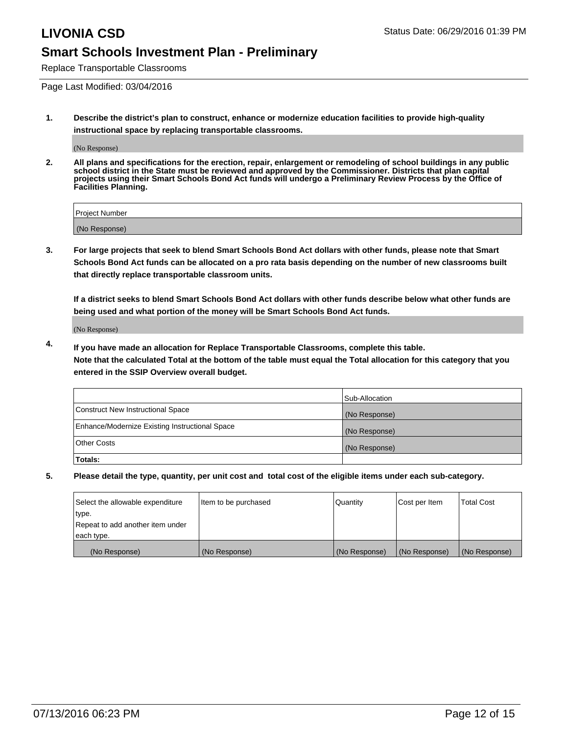# LIVONIA CSD

Status Date: 06/29/2016 01:39 PM

## Smart Schools Investment Plan - Preliminary

Replace Transportable Classrooms

Page Last Modified: 03/04/2016

1. **Describe the district's plan to construct, enhance or modernize education facilities to provide high-quality instructional space by replacing transportable classrooms.**

   (No Response)

2. **All plans and specifications for the erection, repair, enlargement or remodeling of school buildings in any public school district in the State must be reviewed and approved by the Commissioner. Districts that plan capital projects using their Smart Schools Bond Act funds will undergo a Preliminary Review Process by the Office of Facilities Planning.**

| Project Number |
| --- |
| (No Response) |

3. **For large projects that seek to blend Smart Schools Bond Act dollars with other funds, please note that Smart Schools Bond Act funds can be allocated on a pro rata basis depending on the number of new classrooms built that directly replace transportable classroom units.**

   **If a district seeks to blend Smart Schools Bond Act dollars with other funds describe below what other funds are being used and what portion of the money will be Smart Schools Bond Act funds.**

   (No Response)

4. **If you have made an allocation for Replace Transportable Classrooms, complete this table. Note that the calculated Total at the bottom of the table must equal the Total allocation for this category that you entered in the SSIP Overview overall budget.**

| | Sub-Allocation |
| --- | --- |
| Construct New Instructional Space | (No Response) |
| Enhance/Modernize Existing Instructional Space | (No Response) |
| Other Costs | (No Response) |
| **Totals:** | |

5. **Please detail the type, quantity, per unit cost and total cost of the eligible items under each sub-category.**

| Select the allowable expenditure type. Repeat to add another item under each type. | Item to be purchased | Quantity | Cost per Item | Total Cost |
| --- | --- | --- | --- | --- |
| (No Response) | (No Response) | (No Response) | (No Response) | (No Response) |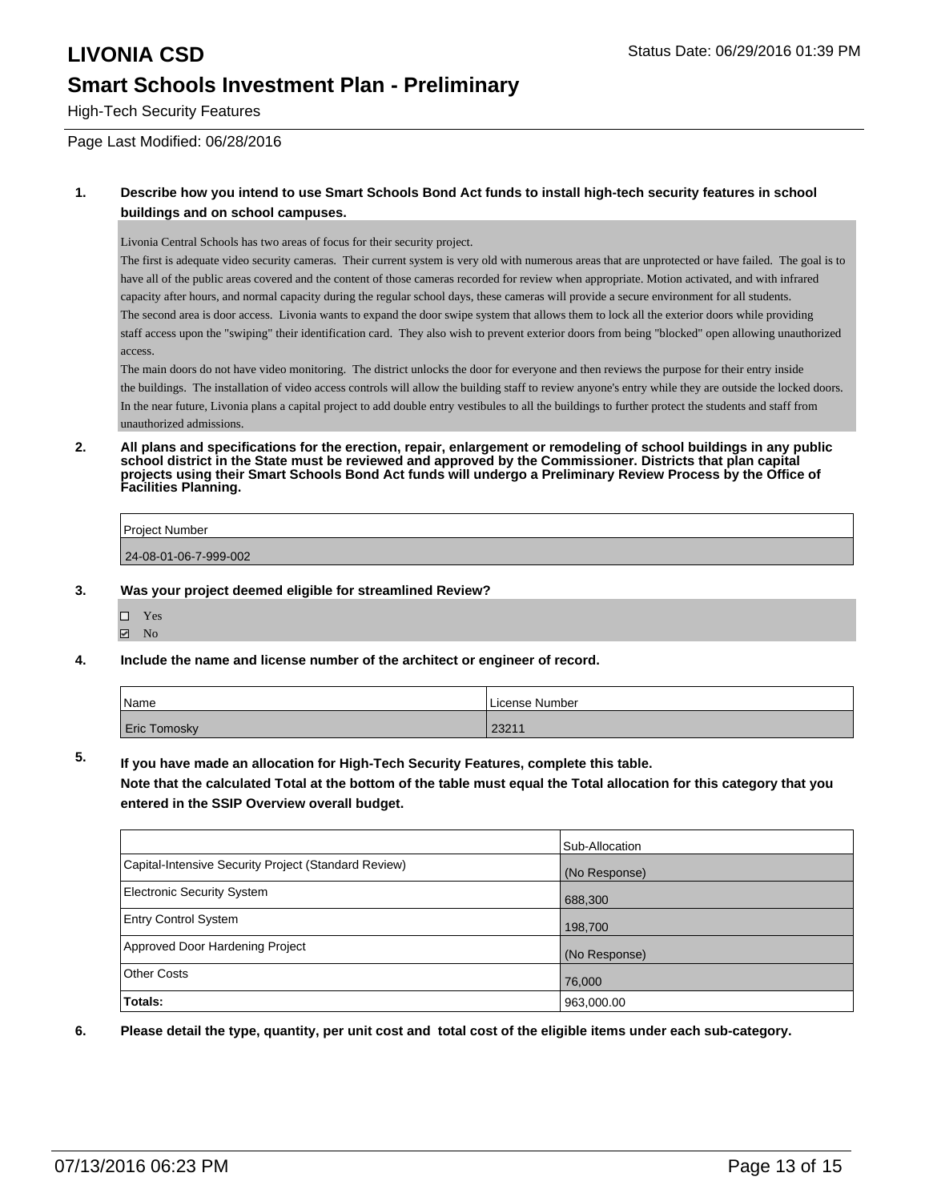# LIVONIA CSD

Status Date: 06/29/2016 01:39 PM

## Smart Schools Investment Plan - Preliminary

High-Tech Security Features

Page Last Modified: 06/28/2016

**1. Describe how you intend to use Smart Schools Bond Act funds to install high-tech security features in school buildings and on school campuses.**

Livonia Central Schools has two areas of focus for their security project.

The first is adequate video security cameras. Their current system is very old with numerous areas that are unprotected or have failed. The goal is to have all of the public areas covered and the content of those cameras recorded for review when appropriate. Motion activated, and with infrared capacity after hours, and normal capacity during the regular school days, these cameras will provide a secure environment for all students.

The second area is door access. Livonia wants to expand the door swipe system that allows them to lock all the exterior doors while providing staff access upon the "swiping" their identification card. They also wish to prevent exterior doors from being "blocked" open allowing unauthorized access.

The main doors do not have video monitoring. The district unlocks the door for everyone and then reviews the purpose for their entry inside the buildings. The installation of video access controls will allow the building staff to review anyone's entry while they are outside the locked doors. In the near future, Livonia plans a capital project to add double entry vestibules to all the buildings to further protect the students and staff from unauthorized admissions.

**2. All plans and specifications for the erection, repair, enlargement or remodeling of school buildings in any public school district in the State must be reviewed and approved by the Commissioner. Districts that plan capital projects using their Smart Schools Bond Act funds will undergo a Preliminary Review Process by the Office of Facilities Planning.**

| Project Number |
| --- |
| 24-08-01-06-7-999-002 |

**3. Was your project deemed eligible for streamlined Review?**

- ☐ Yes
- ☑ No

**4. Include the name and license number of the architect or engineer of record.**

| Name | License Number |
| --- | --- |
| Eric Tomosky | 23211 |

**5. If you have made an allocation for High-Tech Security Features, complete this table.**
**Note that the calculated Total at the bottom of the table must equal the Total allocation for this category that you entered in the SSIP Overview overall budget.**

| | Sub-Allocation |
| --- | --- |
| Capital-Intensive Security Project (Standard Review) | (No Response) |
| Electronic Security System | 688,300 |
| Entry Control System | 198,700 |
| Approved Door Hardening Project | (No Response) |
| Other Costs | 76,000 |
| **Totals:** | 963,000.00 |

**6. Please detail the type, quantity, per unit cost and total cost of the eligible items under each sub-category.**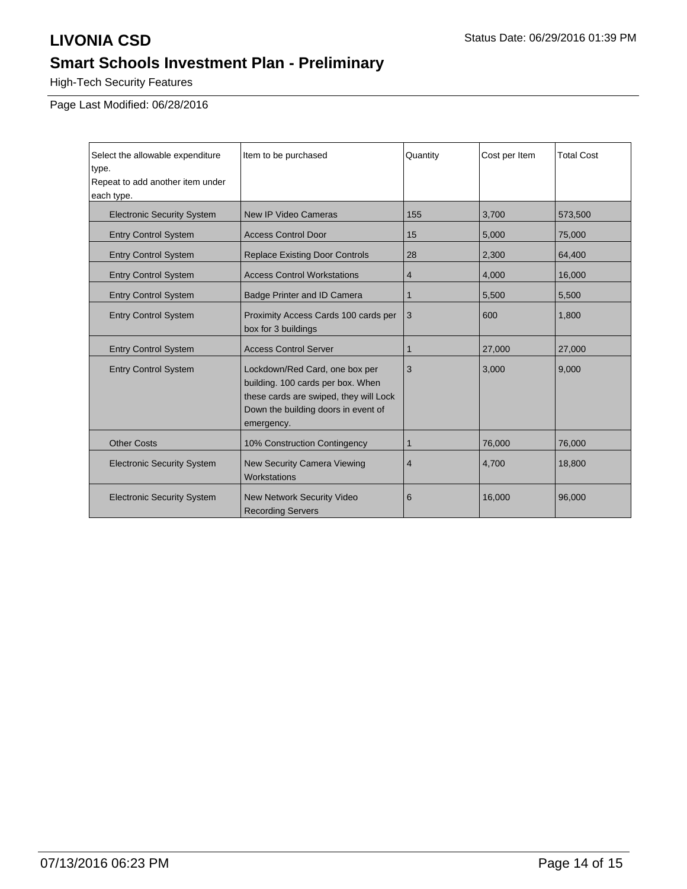# LIVONIA CSD

Status Date: 06/29/2016 01:39 PM

## Smart Schools Investment Plan - Preliminary

High-Tech Security Features

Page Last Modified: 06/28/2016

| Select the allowable expenditure type. Repeat to add another item under each type. | Item to be purchased | Quantity | Cost per Item | Total Cost |
|---|---|---|---|---|
| Electronic Security System | New IP Video Cameras | 155 | 3,700 | 573,500 |
| Entry Control System | Access Control Door | 15 | 5,000 | 75,000 |
| Entry Control System | Replace Existing Door Controls | 28 | 2,300 | 64,400 |
| Entry Control System | Access Control Workstations | 4 | 4,000 | 16,000 |
| Entry Control System | Badge Printer and ID Camera | 1 | 5,500 | 5,500 |
| Entry Control System | Proximity Access Cards 100 cards per box for 3 buildings | 3 | 600 | 1,800 |
| Entry Control System | Access Control Server | 1 | 27,000 | 27,000 |
| Entry Control System | Lockdown/Red Card, one box per building. 100 cards per box. When these cards are swiped, they will Lock Down the building doors in event of emergency. | 3 | 3,000 | 9,000 |
| Other Costs | 10% Construction Contingency | 1 | 76,000 | 76,000 |
| Electronic Security System | New Security Camera Viewing Workstations | 4 | 4,700 | 18,800 |
| Electronic Security System | New Network Security Video Recording Servers | 6 | 16,000 | 96,000 |